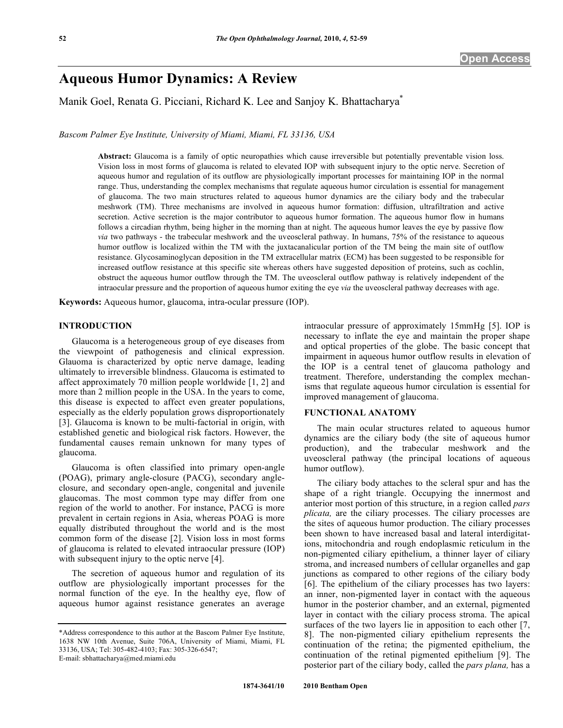Open Access

# Aqueous Humor Dynamics: A Review

Manik Goel, Renata G. Picciani, Richard K. Lee and Sanjoy K. Bhattacharya*

*Bascom Palmer Eye Institute, University of Miami, Miami, FL 33136, USA*

**Abstract:** Glaucoma is a family of optic neuropathies which cause irreversible but potentially preventable vision loss. Vision loss in most forms of glaucoma is related to elevated IOP with subsequent injury to the optic nerve. Secretion of aqueous humor and regulation of its outflow are physiologically important processes for maintaining IOP in the normal range. Thus, understanding the complex mechanisms that regulate aqueous humor circulation is essential for management of glaucoma. The two main structures related to aqueous humor dynamics are the ciliary body and the trabecular meshwork (TM). Three mechanisms are involved in aqueous humor formation: diffusion, ultrafiltration and active secretion. Active secretion is the major contributor to aqueous humor formation. The aqueous humor flow in humans follows a circadian rhythm, being higher in the morning than at night. The aqueous humor leaves the eye by passive flow *via* two pathways - the trabecular meshwork and the uveoscleral pathway. In humans, 75% of the resistance to aqueous humor outflow is localized within the TM with the juxtacanalicular portion of the TM being the main site of outflow resistance. Glycosaminoglycan deposition in the TM extracellular matrix (ECM) has been suggested to be responsible for increased outflow resistance at this specific site whereas others have suggested deposition of proteins, such as cochlin, obstruct the aqueous humor outflow through the TM. The uveoscleral outflow pathway is relatively independent of the intraocular pressure and the proportion of aqueous humor exiting the eye *via* the uveoscleral pathway decreases with age.

**Keywords:** Aqueous humor, glaucoma, intra-ocular pressure (IOP).

## INTRODUCTION

Glaucoma is a heterogeneous group of eye diseases from the viewpoint of pathogenesis and clinical expression. Glauoma is characterized by optic nerve damage, leading ultimately to irreversible blindness. Glaucoma is estimated to affect approximately 70 million people worldwide [1, 2] and more than 2 million people in the USA. In the years to come, this disease is expected to affect even greater populations, especially as the elderly population grows disproportionately [3]. Glaucoma is known to be multi-factorial in origin, with established genetic and biological risk factors. However, the fundamental causes remain unknown for many types of glaucoma.

Glaucoma is often classified into primary open-angle (POAG), primary angle-closure (PACG), secondary angle-closure, and secondary open-angle, congenital and juvenile glaucomas. The most common type may differ from one region of the world to another. For instance, PACG is more prevalent in certain regions in Asia, whereas POAG is more equally distributed throughout the world and is the most common form of the disease [2]. Vision loss in most forms of glaucoma is related to elevated intraocular pressure (IOP) with subsequent injury to the optic nerve [4].

The secretion of aqueous humor and regulation of its outflow are physiologically important processes for the normal function of the eye. In the healthy eye, flow of aqueous humor against resistance generates an average intraocular pressure of approximately 15mmHg [5]. IOP is necessary to inflate the eye and maintain the proper shape and optical properties of the globe. The basic concept that impairment in aqueous humor outflow results in elevation of the IOP is a central tenet of glaucoma pathology and treatment. Therefore, understanding the complex mechanisms that regulate aqueous humor circulation is essential for improved management of glaucoma.

## FUNCTIONAL ANATOMY

The main ocular structures related to aqueous humor dynamics are the ciliary body (the site of aqueous humor production), and the trabecular meshwork and the uveoscleral pathway (the principal locations of aqueous humor outflow).

The ciliary body attaches to the scleral spur and has the shape of a right triangle. Occupying the innermost and anterior most portion of this structure, in a region called *pars plicata,* are the ciliary processes. The ciliary processes are the sites of aqueous humor production. The ciliary processes been shown to have increased basal and lateral interdigitations, mitochondria and rough endoplasmic reticulum in the non-pigmented ciliary epithelium, a thinner layer of ciliary stroma, and increased numbers of cellular organelles and gap junctions as compared to other regions of the ciliary body [6]. The epithelium of the ciliary processes has two layers: an inner, non-pigmented layer in contact with the aqueous humor in the posterior chamber, and an external, pigmented layer in contact with the ciliary process stroma. The apical surfaces of the two layers lie in apposition to each other [7, 8]. The non-pigmented ciliary epithelium represents the continuation of the retina; the pigmented epithelium, the continuation of the retinal pigmented epithelium [9]. The posterior part of the ciliary body, called the *pars plana,* has a

*Address correspondence to this author at the Bascom Palmer Eye Institute, 1638 NW 10th Avenue, Suite 706A, University of Miami, Miami, FL 33136, USA; Tel: 305-482-4103; Fax: 305-326-6547; E-mail: sbhattacharya@med.miami.edu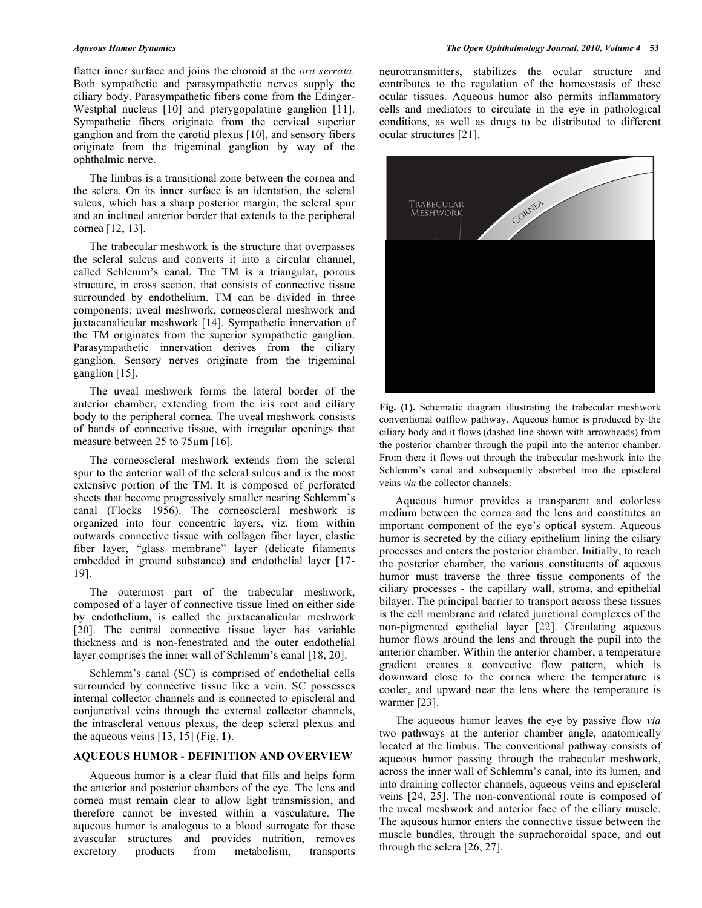flatter inner surface and joins the choroid at the *ora serrata.* Both sympathetic and parasympathetic nerves supply the ciliary body. Parasympathetic fibers come from the Edinger-Westphal nucleus [10] and pterygopalatine ganglion [11]. Sympathetic fibers originate from the cervical superior ganglion and from the carotid plexus [10], and sensory fibers originate from the trigeminal ganglion by way of the ophthalmic nerve.

The limbus is a transitional zone between the cornea and the sclera. On its inner surface is an identation, the scleral sulcus, which has a sharp posterior margin, the scleral spur and an inclined anterior border that extends to the peripheral cornea [12, 13].

The trabecular meshwork is the structure that overpasses the scleral sulcus and converts it into a circular channel, called Schlemm's canal. The TM is a triangular, porous structure, in cross section, that consists of connective tissue surrounded by endothelium. TM can be divided in three components: uveal meshwork, corneoscleral meshwork and juxtacanalicular meshwork [14]. Sympathetic innervation of the TM originates from the superior sympathetic ganglion. Parasympathetic innervation derives from the ciliary ganglion. Sensory nerves originate from the trigeminal ganglion [15].

The uveal meshwork forms the lateral border of the anterior chamber, extending from the iris root and ciliary body to the peripheral cornea. The uveal meshwork consists of bands of connective tissue, with irregular openings that measure between 25 to 75µm [16].

The corneoscleral meshwork extends from the scleral spur to the anterior wall of the scleral sulcus and is the most extensive portion of the TM. It is composed of perforated sheets that become progressively smaller nearing Schlemm's canal (Flocks 1956). The corneoscleral meshwork is organized into four concentric layers, viz. from within outwards connective tissue with collagen fiber layer, elastic fiber layer, "glass membrane" layer (delicate filaments embedded in ground substance) and endothelial layer [17-19].

The outermost part of the trabecular meshwork, composed of a layer of connective tissue lined on either side by endothelium, is called the juxtacanalicular meshwork [20]. The central connective tissue layer has variable thickness and is non-fenestrated and the outer endothelial layer comprises the inner wall of Schlemm's canal [18, 20].

Schlemm's canal (SC) is comprised of endothelial cells surrounded by connective tissue like a vein. SC possesses internal collector channels and is connected to episcleral and conjunctival veins through the external collector channels, the intrascleral venous plexus, the deep scleral plexus and the aqueous veins [13, 15] (Fig. **1**).

## AQUEOUS HUMOR - DEFINITION AND OVERVIEW

Aqueous humor is a clear fluid that fills and helps form the anterior and posterior chambers of the eye. The lens and cornea must remain clear to allow light transmission, and therefore cannot be invested within a vasculature. The aqueous humor is analogous to a blood surrogate for these avascular structures and provides nutrition, removes excretory products from metabolism, transports neurotransmitters, stabilizes the ocular structure and contributes to the regulation of the homeostasis of these ocular tissues. Aqueous humor also permits inflammatory cells and mediators to circulate in the eye in pathological conditions, as well as drugs to be distributed to different ocular structures [21].

Trabecular Meshwork

Cornea

**Fig. (1).** Schematic diagram illustrating the trabecular meshwork conventional outflow pathway. Aqueous humor is produced by the ciliary body and it flows (dashed line shown with arrowheads) from the posterior chamber through the pupil into the anterior chamber. From there it flows out through the trabecular meshwork into the Schlemm's canal and subsequently absorbed into the episcleral veins *via* the collector channels.

Aqueous humor provides a transparent and colorless medium between the cornea and the lens and constitutes an important component of the eye's optical system. Aqueous humor is secreted by the ciliary epithelium lining the ciliary processes and enters the posterior chamber. Initially, to reach the posterior chamber, the various constituents of aqueous humor must traverse the three tissue components of the ciliary processes - the capillary wall, stroma, and epithelial bilayer. The principal barrier to transport across these tissues is the cell membrane and related junctional complexes of the non-pigmented epithelial layer [22]. Circulating aqueous humor flows around the lens and through the pupil into the anterior chamber. Within the anterior chamber, a temperature gradient creates a convective flow pattern, which is downward close to the cornea where the temperature is cooler, and upward near the lens where the temperature is warmer [23].

The aqueous humor leaves the eye by passive flow *via* two pathways at the anterior chamber angle, anatomically located at the limbus. The conventional pathway consists of aqueous humor passing through the trabecular meshwork, across the inner wall of Schlemm's canal, into its lumen, and into draining collector channels, aqueous veins and episcleral veins [24, 25]. The non-conventional route is composed of the uveal meshwork and anterior face of the ciliary muscle. The aqueous humor enters the connective tissue between the muscle bundles, through the suprachoroidal space, and out through the sclera [26, 27].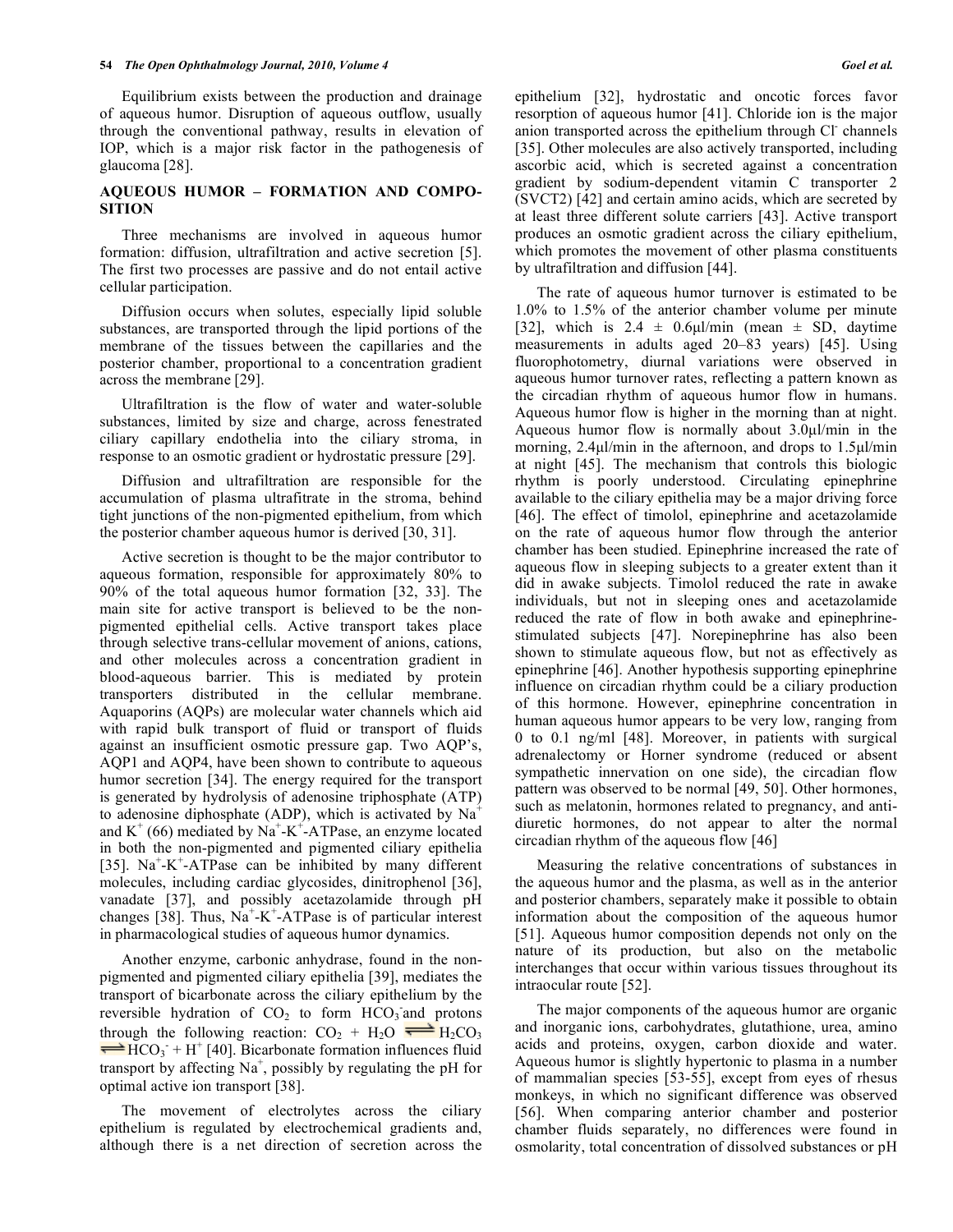Equilibrium exists between the production and drainage of aqueous humor. Disruption of aqueous outflow, usually through the conventional pathway, results in elevation of IOP, which is a major risk factor in the pathogenesis of glaucoma [28].

## AQUEOUS HUMOR – FORMATION AND COMPOSITION

Three mechanisms are involved in aqueous humor formation: diffusion, ultrafiltration and active secretion [5]. The first two processes are passive and do not entail active cellular participation.

Diffusion occurs when solutes, especially lipid soluble substances, are transported through the lipid portions of the membrane of the tissues between the capillaries and the posterior chamber, proportional to a concentration gradient across the membrane [29].

Ultrafiltration is the flow of water and water-soluble substances, limited by size and charge, across fenestrated ciliary capillary endothelia into the ciliary stroma, in response to an osmotic gradient or hydrostatic pressure [29].

Diffusion and ultrafiltration are responsible for the accumulation of plasma ultrafitrate in the stroma, behind tight junctions of the non-pigmented epithelium, from which the posterior chamber aqueous humor is derived [30, 31].

Active secretion is thought to be the major contributor to aqueous formation, responsible for approximately 80% to 90% of the total aqueous humor formation [32, 33]. The main site for active transport is believed to be the non-pigmented epithelial cells. Active transport takes place through selective trans-cellular movement of anions, cations, and other molecules across a concentration gradient in blood-aqueous barrier. This is mediated by protein transporters distributed in the cellular membrane. Aquaporins (AQPs) are molecular water channels which aid with rapid bulk transport of fluid or transport of fluids against an insufficient osmotic pressure gap. Two AQP's, AQP1 and AQP4, have been shown to contribute to aqueous humor secretion [34]. The energy required for the transport is generated by hydrolysis of adenosine triphosphate (ATP) to adenosine diphosphate (ADP), which is activated by $Na^+$ and $K^+$ (66) mediated by $Na^+$-$K^+$-ATPase, an enzyme located in both the non-pigmented and pigmented ciliary epithelia [35]. $Na^+$-$K^+$-ATPase can be inhibited by many different molecules, including cardiac glycosides, dinitrophenol [36], vanadate [37], and possibly acetazolamide through pH changes [38]. Thus, $Na^+$-$K^+$-ATPase is of particular interest in pharmacological studies of aqueous humor dynamics.

Another enzyme, carbonic anhydrase, found in the non-pigmented and pigmented ciliary epithelia [39], mediates the transport of bicarbonate across the ciliary epithelium by the reversible hydration of $CO_2$ to form $HCO_3^-$ and protons through the following reaction: $CO_2 + H_2O \rightleftharpoons H_2CO_3 \rightleftharpoons HCO_3^- + H^+$ [40]. Bicarbonate formation influences fluid transport by affecting $Na^+$, possibly by regulating the pH for optimal active ion transport [38].

The movement of electrolytes across the ciliary epithelium is regulated by electrochemical gradients and, although there is a net direction of secretion across the epithelium [32], hydrostatic and oncotic forces favor resorption of aqueous humor [41]. Chloride ion is the major anion transported across the epithelium through $Cl^-$ channels [35]. Other molecules are also actively transported, including ascorbic acid, which is secreted against a concentration gradient by sodium-dependent vitamin C transporter 2 (SVCT2) [42] and certain amino acids, which are secreted by at least three different solute carriers [43]. Active transport produces an osmotic gradient across the ciliary epithelium, which promotes the movement of other plasma constituents by ultrafiltration and diffusion [44].

The rate of aqueous humor turnover is estimated to be 1.0% to 1.5% of the anterior chamber volume per minute [32], which is $2.4 \pm 0.6$μl/min (mean ± SD, daytime measurements in adults aged 20–83 years) [45]. Using fluorophotometry, diurnal variations were observed in aqueous humor turnover rates, reflecting a pattern known as the circadian rhythm of aqueous humor flow in humans. Aqueous humor flow is higher in the morning than at night. Aqueous humor flow is normally about 3.0μl/min in the morning, 2.4μl/min in the afternoon, and drops to 1.5μl/min at night [45]. The mechanism that controls this biologic rhythm is poorly understood. Circulating epinephrine available to the ciliary epithelia may be a major driving force [46]. The effect of timolol, epinephrine and acetazolamide on the rate of aqueous humor flow through the anterior chamber has been studied. Epinephrine increased the rate of aqueous flow in sleeping subjects to a greater extent than it did in awake subjects. Timolol reduced the rate in awake individuals, but not in sleeping ones and acetazolamide reduced the rate of flow in both awake and epinephrine-stimulated subjects [47]. Norepinephrine has also been shown to stimulate aqueous flow, but not as effectively as epinephrine [46]. Another hypothesis supporting epinephrine influence on circadian rhythm could be a ciliary production of this hormone. However, epinephrine concentration in human aqueous humor appears to be very low, ranging from 0 to 0.1 ng/ml [48]. Moreover, in patients with surgical adrenalectomy or Horner syndrome (reduced or absent sympathetic innervation on one side), the circadian flow pattern was observed to be normal [49, 50]. Other hormones, such as melatonin, hormones related to pregnancy, and anti-diuretic hormones, do not appear to alter the normal circadian rhythm of the aqueous flow [46]

Measuring the relative concentrations of substances in the aqueous humor and the plasma, as well as in the anterior and posterior chambers, separately make it possible to obtain information about the composition of the aqueous humor [51]. Aqueous humor composition depends not only on the nature of its production, but also on the metabolic interchanges that occur within various tissues throughout its intraocular route [52].

The major components of the aqueous humor are organic and inorganic ions, carbohydrates, glutathione, urea, amino acids and proteins, oxygen, carbon dioxide and water. Aqueous humor is slightly hypertonic to plasma in a number of mammalian species [53-55], except from eyes of rhesus monkeys, in which no significant difference was observed [56]. When comparing anterior chamber and posterior chamber fluids separately, no differences were found in osmolarity, total concentration of dissolved substances or pH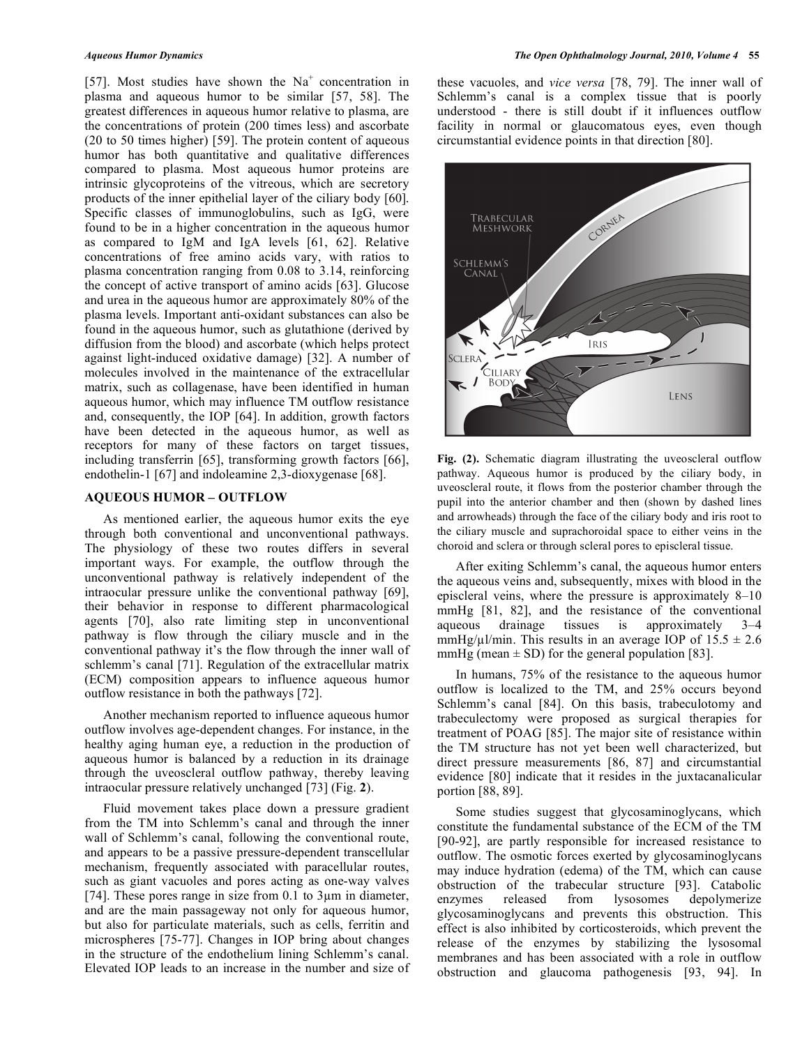[57]. Most studies have shown the $Na^+$ concentration in plasma and aqueous humor to be similar [57, 58]. The greatest differences in aqueous humor relative to plasma, are the concentrations of protein (200 times less) and ascorbate (20 to 50 times higher) [59]. The protein content of aqueous humor has both quantitative and qualitative differences compared to plasma. Most aqueous humor proteins are intrinsic glycoproteins of the vitreous, which are secretory products of the inner epithelial layer of the ciliary body [60]. Specific classes of immunoglobulins, such as IgG, were found to be in a higher concentration in the aqueous humor as compared to IgM and IgA levels [61, 62]. Relative concentrations of free amino acids vary, with ratios to plasma concentration ranging from 0.08 to 3.14, reinforcing the concept of active transport of amino acids [63]. Glucose and urea in the aqueous humor are approximately 80% of the plasma levels. Important anti-oxidant substances can also be found in the aqueous humor, such as glutathione (derived by diffusion from the blood) and ascorbate (which helps protect against light-induced oxidative damage) [32]. A number of molecules involved in the maintenance of the extracellular matrix, such as collagenase, have been identified in human aqueous humor, which may influence TM outflow resistance and, consequently, the IOP [64]. In addition, growth factors have been detected in the aqueous humor, as well as receptors for many of these factors on target tissues, including transferrin [65], transforming growth factors [66], endothelin-1 [67] and indoleamine 2,3-dioxygenase [68].

## AQUEOUS HUMOR – OUTFLOW

As mentioned earlier, the aqueous humor exits the eye through both conventional and unconventional pathways. The physiology of these two routes differs in several important ways. For example, the outflow through the unconventional pathway is relatively independent of the intraocular pressure unlike the conventional pathway [69], their behavior in response to different pharmacological agents [70], also rate limiting step in unconventional pathway is flow through the ciliary muscle and in the conventional pathway it's the flow through the inner wall of schlemm's canal [71]. Regulation of the extracellular matrix (ECM) composition appears to influence aqueous humor outflow resistance in both the pathways [72].

Another mechanism reported to influence aqueous humor outflow involves age-dependent changes. For instance, in the healthy aging human eye, a reduction in the production of aqueous humor is balanced by a reduction in its drainage through the uveoscleral outflow pathway, thereby leaving intraocular pressure relatively unchanged [73] (Fig. **2**).

Fluid movement takes place down a pressure gradient from the TM into Schlemm's canal and through the inner wall of Schlemm's canal, following the conventional route, and appears to be a passive pressure-dependent transcellular mechanism, frequently associated with paracellular routes, such as giant vacuoles and pores acting as one-way valves [74]. These pores range in size from 0.1 to 3μm in diameter, and are the main passageway not only for aqueous humor, but also for particulate materials, such as cells, ferritin and microspheres [75-77]. Changes in IOP bring about changes in the structure of the endothelium lining Schlemm's canal. Elevated IOP leads to an increase in the number and size of these vacuoles, and *vice versa* [78, 79]. The inner wall of Schlemm's canal is a complex tissue that is poorly understood - there is still doubt if it influences outflow facility in normal or glaucomatous eyes, even though circumstantial evidence points in that direction [80].

**Fig. (2).** Schematic diagram illustrating the uveoscleral outflow pathway. Aqueous humor is produced by the ciliary body, in uveoscleral route, it flows from the posterior chamber through the pupil into the anterior chamber and then (shown by dashed lines and arrowheads) through the face of the ciliary body and iris root to the ciliary muscle and suprachoroidal space to either veins in the choroid and sclera or through scleral pores to episcleral tissue.

After exiting Schlemm's canal, the aqueous humor enters the aqueous veins and, subsequently, mixes with blood in the episcleral veins, where the pressure is approximately 8–10 mmHg [81, 82], and the resistance of the conventional aqueous drainage tissues is approximately 3–4 mmHg/μl/min. This results in an average IOP of $15.5 \pm 2.6$ mmHg (mean ± SD) for the general population [83].

In humans, 75% of the resistance to the aqueous humor outflow is localized to the TM, and 25% occurs beyond Schlemm's canal [84]. On this basis, trabeculotomy and trabeculectomy were proposed as surgical therapies for treatment of POAG [85]. The major site of resistance within the TM structure has not yet been well characterized, but direct pressure measurements [86, 87] and circumstantial evidence [80] indicate that it resides in the juxtacanalicular portion [88, 89].

Some studies suggest that glycosaminoglycans, which constitute the fundamental substance of the ECM of the TM [90-92], are partly responsible for increased resistance to outflow. The osmotic forces exerted by glycosaminoglycans may induce hydration (edema) of the TM, which can cause obstruction of the trabecular structure [93]. Catabolic enzymes released from lysosomes depolymerize glycosaminoglycans and prevents this obstruction. This effect is also inhibited by corticosteroids, which prevent the release of the enzymes by stabilizing the lysosomal membranes and has been associated with a role in outflow obstruction and glaucoma pathogenesis [93, 94]. In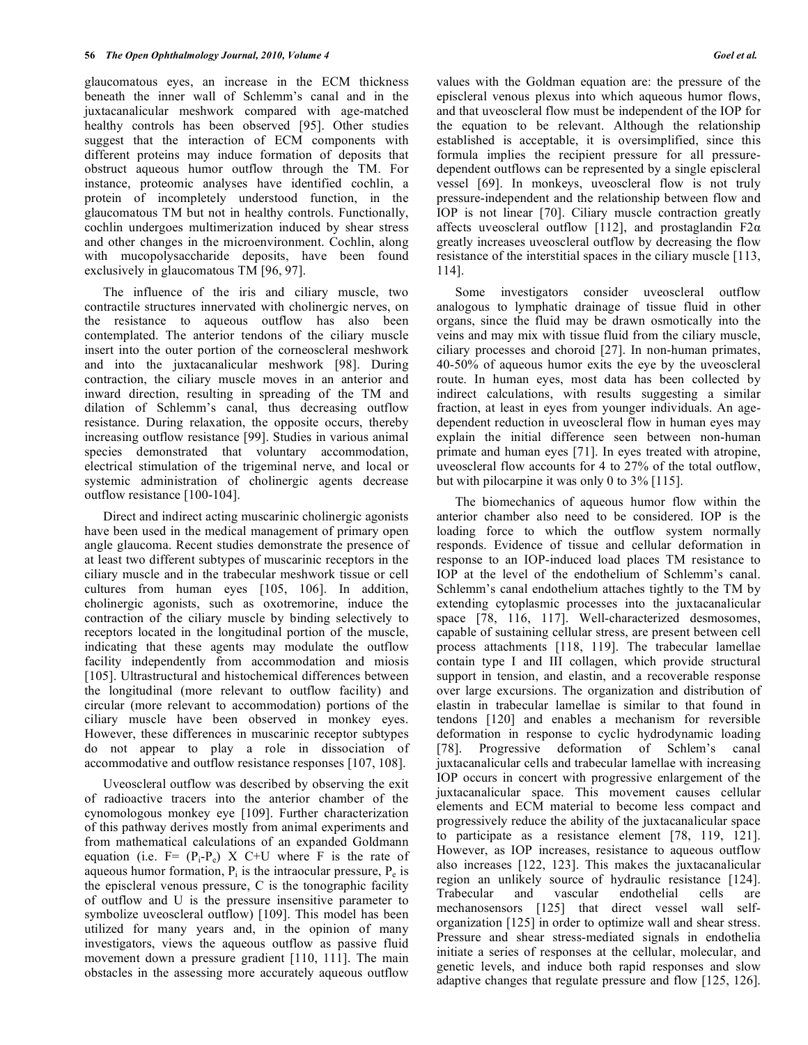glaucomatous eyes, an increase in the ECM thickness beneath the inner wall of Schlemm's canal and in the juxtacanalicular meshwork compared with age-matched healthy controls has been observed [95]. Other studies suggest that the interaction of ECM components with different proteins may induce formation of deposits that obstruct aqueous humor outflow through the TM. For instance, proteomic analyses have identified cochlin, a protein of incompletely understood function, in the glaucomatous TM but not in healthy controls. Functionally, cochlin undergoes multimerization induced by shear stress and other changes in the microenvironment. Cochlin, along with mucopolysaccharide deposits, have been found exclusively in glaucomatous TM [96, 97].

The influence of the iris and ciliary muscle, two contractile structures innervated with cholinergic nerves, on the resistance to aqueous outflow has also been contemplated. The anterior tendons of the ciliary muscle insert into the outer portion of the corneoscleral meshwork and into the juxtacanalicular meshwork [98]. During contraction, the ciliary muscle moves in an anterior and inward direction, resulting in spreading of the TM and dilation of Schlemm's canal, thus decreasing outflow resistance. During relaxation, the opposite occurs, thereby increasing outflow resistance [99]. Studies in various animal species demonstrated that voluntary accommodation, electrical stimulation of the trigeminal nerve, and local or systemic administration of cholinergic agents decrease outflow resistance [100-104].

Direct and indirect acting muscarinic cholinergic agonists have been used in the medical management of primary open angle glaucoma. Recent studies demonstrate the presence of at least two different subtypes of muscarinic receptors in the ciliary muscle and in the trabecular meshwork tissue or cell cultures from human eyes [105, 106]. In addition, cholinergic agonists, such as oxotremorine, induce the contraction of the ciliary muscle by binding selectively to receptors located in the longitudinal portion of the muscle, indicating that these agents may modulate the outflow facility independently from accommodation and miosis [105]. Ultrastructural and histochemical differences between the longitudinal (more relevant to outflow facility) and circular (more relevant to accommodation) portions of the ciliary muscle have been observed in monkey eyes. However, these differences in muscarinic receptor subtypes do not appear to play a role in dissociation of accommodative and outflow resistance responses [107, 108].

Uveoscleral outflow was described by observing the exit of radioactive tracers into the anterior chamber of the cynomologous monkey eye [109]. Further characterization of this pathway derives mostly from animal experiments and from mathematical calculations of an expanded Goldmann equation (i.e. $F = (P_i - P_e) \times C + U$ where F is the rate of aqueous humor formation, $P_i$ is the intraocular pressure, $P_e$ is the episcleral venous pressure, C is the tonographic facility of outflow and U is the pressure insensitive parameter to symbolize uveoscleral outflow) [109]. This model has been utilized for many years and, in the opinion of many investigators, views the aqueous outflow as passive fluid movement down a pressure gradient [110, 111]. The main obstacles in the assessing more accurately aqueous outflow values with the Goldman equation are: the pressure of the episcleral venous plexus into which aqueous humor flows, and that uveoscleral flow must be independent of the IOP for the equation to be relevant. Although the relationship established is acceptable, it is oversimplified, since this formula implies the recipient pressure for all pressure-dependent outflows can be represented by a single episcleral vessel [69]. In monkeys, uveoscleral flow is not truly pressure-independent and the relationship between flow and IOP is not linear [70]. Ciliary muscle contraction greatly affects uveoscleral outflow [112], and prostaglandin F2α greatly increases uveoscleral outflow by decreasing the flow resistance of the interstitial spaces in the ciliary muscle [113, 114].

Some investigators consider uveoscleral outflow analogous to lymphatic drainage of tissue fluid in other organs, since the fluid may be drawn osmotically into the veins and may mix with tissue fluid from the ciliary muscle, ciliary processes and choroid [27]. In non-human primates, 40-50% of aqueous humor exits the eye by the uveoscleral route. In human eyes, most data has been collected by indirect calculations, with results suggesting a similar fraction, at least in eyes from younger individuals. An age-dependent reduction in uveoscleral flow in human eyes may explain the initial difference seen between non-human primate and human eyes [71]. In eyes treated with atropine, uveoscleral flow accounts for 4 to 27% of the total outflow, but with pilocarpine it was only 0 to 3% [115].

The biomechanics of aqueous humor flow within the anterior chamber also need to be considered. IOP is the loading force to which the outflow system normally responds. Evidence of tissue and cellular deformation in response to an IOP-induced load places TM resistance to IOP at the level of the endothelium of Schlemm's canal. Schlemm's canal endothelium attaches tightly to the TM by extending cytoplasmic processes into the juxtacanalicular space [78, 116, 117]. Well-characterized desmosomes, capable of sustaining cellular stress, are present between cell process attachments [118, 119]. The trabecular lamellae contain type I and III collagen, which provide structural support in tension, and elastin, and a recoverable response over large excursions. The organization and distribution of elastin in trabecular lamellae is similar to that found in tendons [120] and enables a mechanism for reversible deformation in response to cyclic hydrodynamic loading [78]. Progressive deformation of Schlem's canal juxtacanalicular cells and trabecular lamellae with increasing IOP occurs in concert with progressive enlargement of the juxtacanalicular space. This movement causes cellular elements and ECM material to become less compact and progressively reduce the ability of the juxtacanalicular space to participate as a resistance element [78, 119, 121]. However, as IOP increases, resistance to aqueous outflow also increases [122, 123]. This makes the juxtacanalicular region an unlikely source of hydraulic resistance [124]. Trabecular and vascular endothelial cells are mechanosensors [125] that direct vessel wall self-organization [125] in order to optimize wall and shear stress. Pressure and shear stress-mediated signals in endothelia initiate a series of responses at the cellular, molecular, and genetic levels, and induce both rapid responses and slow adaptive changes that regulate pressure and flow [125, 126].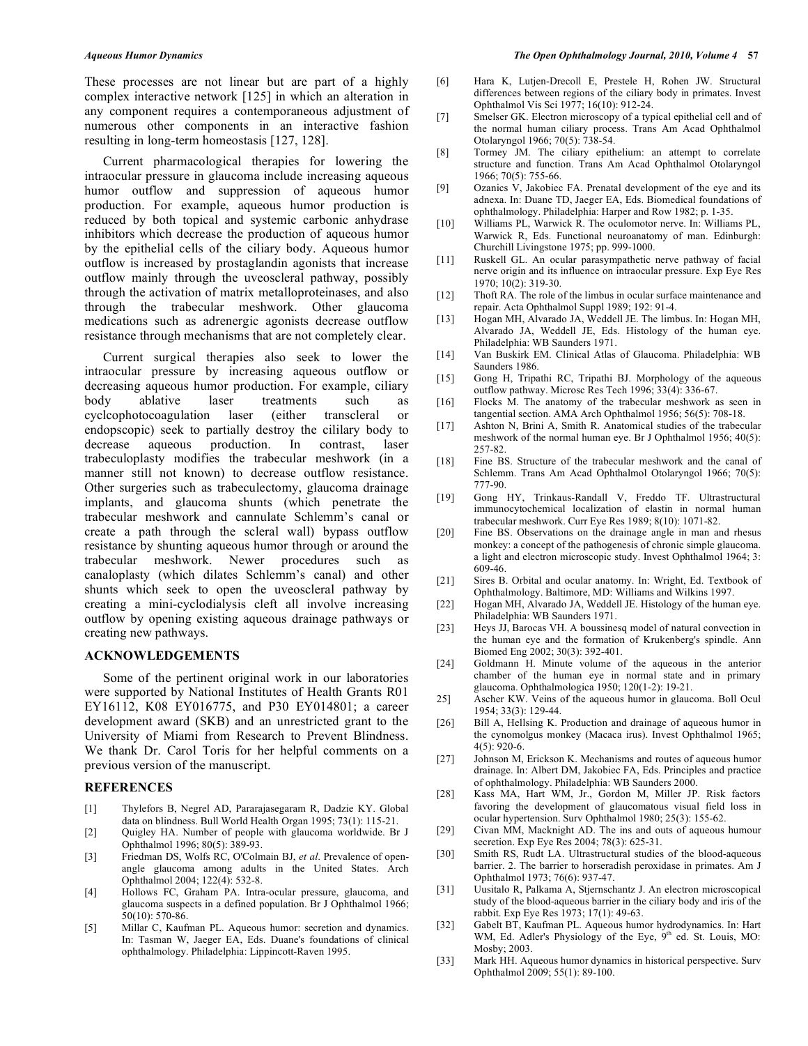These processes are not linear but are part of a highly complex interactive network [125] in which an alteration in any component requires a contemporaneous adjustment of numerous other components in an interactive fashion resulting in long-term homeostasis [127, 128].

Current pharmacological therapies for lowering the intraocular pressure in glaucoma include increasing aqueous humor outflow and suppression of aqueous humor production. For example, aqueous humor production is reduced by both topical and systemic carbonic anhydrase inhibitors which decrease the production of aqueous humor by the epithelial cells of the ciliary body. Aqueous humor outflow is increased by prostaglandin agonists that increase outflow mainly through the uveoscleral pathway, possibly through the activation of matrix metalloproteinases, and also through the trabecular meshwork. Other glaucoma medications such as adrenergic agonists decrease outflow resistance through mechanisms that are not completely clear.

Current surgical therapies also seek to lower the intraocular pressure by increasing aqueous outflow or decreasing aqueous humor production. For example, ciliary body ablative laser treatments such as cyclcophotocoagulation laser (either transcleral or endopscopic) seek to partially destroy the cililary body to decrease aqueous production. In contrast, laser trabeculoplasty modifies the trabecular meshwork (in a manner still not known) to decrease outflow resistance. Other surgeries such as trabeculectomy, glaucoma drainage implants, and glaucoma shunts (which penetrate the trabecular meshwork and cannulate Schlemm's canal or create a path through the scleral wall) bypass outflow resistance by shunting aqueous humor through or around the trabecular meshwork. Newer procedures such as canaloplasty (which dilates Schlemm's canal) and other shunts which seek to open the uveoscleral pathway by creating a mini-cyclodialysis cleft all involve increasing outflow by opening existing aqueous drainage pathways or creating new pathways.

## ACKNOWLEDGEMENTS

Some of the pertinent original work in our laboratories were supported by National Institutes of Health Grants R01 EY16112, K08 EY016775, and P30 EY014801; a career development award (SKB) and an unrestricted grant to the University of Miami from Research to Prevent Blindness. We thank Dr. Carol Toris for her helpful comments on a previous version of the manuscript.

## REFERENCES

[1] Thylefors B, Negrel AD, Pararajasegaram R, Dadzie KY. Global data on blindness. Bull World Health Organ 1995; 73(1): 115-21.

[2] Quigley HA. Number of people with glaucoma worldwide. Br J Ophthalmol 1996; 80(5): 389-93.

[3] Friedman DS, Wolfs RC, O'Colmain BJ, *et al*. Prevalence of open-angle glaucoma among adults in the United States. Arch Ophthalmol 2004; 122(4): 532-8.

[4] Hollows FC, Graham PA. Intra-ocular pressure, glaucoma, and glaucoma suspects in a defined population. Br J Ophthalmol 1966; 50(10): 570-86.

[5] Millar C, Kaufman PL. Aqueous humor: secretion and dynamics. In: Tasman W, Jaeger EA, Eds. Duane's foundations of clinical ophthalmology. Philadelphia: Lippincott-Raven 1995.

[6] Hara K, Lutjen-Drecoll E, Prestele H, Rohen JW. Structural differences between regions of the ciliary body in primates. Invest Ophthalmol Vis Sci 1977; 16(10): 912-24.

[7] Smelser GK. Electron microscopy of a typical epithelial cell and of the normal human ciliary process. Trans Am Acad Ophthalmol Otolaryngol 1966; 70(5): 738-54.

[8] Tormey JM. The ciliary epithelium: an attempt to correlate structure and function. Trans Am Acad Ophthalmol Otolaryngol 1966; 70(5): 755-66.

[9] Ozanics V, Jakobiec FA. Prenatal development of the eye and its adnexa. In: Duane TD, Jaeger EA, Eds. Biomedical foundations of ophthalmology. Philadelphia: Harper and Row 1982; p. 1-35.

[10] Williams PL, Warwick R. The oculomotor nerve. In: Williams PL, Warwick R, Eds. Functional neuroanatomy of man. Edinburgh: Churchill Livingstone 1975; pp. 999-1000.

[11] Ruskell GL. An ocular parasympathetic nerve pathway of facial nerve origin and its influence on intraocular pressure. Exp Eye Res 1970; 10(2): 319-30.

[12] Thoft RA. The role of the limbus in ocular surface maintenance and repair. Acta Ophthalmol Suppl 1989; 192: 91-4.

[13] Hogan MH, Alvarado JA, Weddell JE. The limbus. In: Hogan MH, Alvarado JA, Weddell JE, Eds. Histology of the human eye. Philadelphia: WB Saunders 1971.

[14] Van Buskirk EM. Clinical Atlas of Glaucoma. Philadelphia: WB Saunders 1986.

[15] Gong H, Tripathi RC, Tripathi BJ. Morphology of the aqueous outflow pathway. Microsc Res Tech 1996; 33(4): 336-67.

[16] Flocks M. The anatomy of the trabecular meshwork as seen in tangential section. AMA Arch Ophthalmol 1956; 56(5): 708-18.

[17] Ashton N, Brini A, Smith R. Anatomical studies of the trabecular meshwork of the normal human eye. Br J Ophthalmol 1956; 40(5): 257-82.

[18] Fine BS. Structure of the trabecular meshwork and the canal of Schlemm. Trans Am Acad Ophthalmol Otolaryngol 1966; 70(5): 777-90.

[19] Gong HY, Trinkaus-Randall V, Freddo TF. Ultrastructural immunocytochemical localization of elastin in normal human trabecular meshwork. Curr Eye Res 1989; 8(10): 1071-82.

[20] Fine BS. Observations on the drainage angle in man and rhesus monkey: a concept of the pathogenesis of chronic simple glaucoma. a light and electron microscopic study. Invest Ophthalmol 1964; 3: 609-46.

[21] Sires B. Orbital and ocular anatomy. In: Wright, Ed. Textbook of Ophthalmology. Baltimore, MD: Williams and Wilkins 1997.

[22] Hogan MH, Alvarado JA, Weddell JE. Histology of the human eye. Philadelphia: WB Saunders 1971.

[23] Heys JJ, Barocas VH. A boussinesq model of natural convection in the human eye and the formation of Krukenberg's spindle. Ann Biomed Eng 2002; 30(3): 392-401.

[24] Goldmann H. Minute volume of the aqueous in the anterior chamber of the human eye in normal state and in primary glaucoma. Ophthalmologica 1950; 120(1-2): 19-21.

25] Ascher KW. Veins of the aqueous humor in glaucoma. Boll Ocul 1954; 33(3): 129-44.

[26] Bill A, Hellsing K. Production and drainage of aqueous humor in the cynomolgus monkey (Macaca irus). Invest Ophthalmol 1965; 4(5): 920-6.

[27] Johnson M, Erickson K. Mechanisms and routes of aqueous humor drainage. In: Albert DM, Jakobiec FA, Eds. Principles and practice of ophthalmology. Philadelphia: WB Saunders 2000.

[28] Kass MA, Hart WM, Jr., Gordon M, Miller JP. Risk factors favoring the development of glaucomatous visual field loss in ocular hypertension. Surv Ophthalmol 1980; 25(3): 155-62.

[29] Civan MM, Macknight AD. The ins and outs of aqueous humour secretion. Exp Eye Res 2004; 78(3): 625-31.

[30] Smith RS, Rudt LA. Ultrastructural studies of the blood-aqueous barrier. 2. The barrier to horseradish peroxidase in primates. Am J Ophthalmol 1973; 76(6): 937-47.

[31] Uusitalo R, Palkama A, Stjernschantz J. An electron microscopical study of the blood-aqueous barrier in the ciliary body and iris of the rabbit. Exp Eye Res 1973; 17(1): 49-63.

[32] Gabelt BT, Kaufman PL. Aqueous humor hydrodynamics. In: Hart WM, Ed. Adler's Physiology of the Eye, 9th ed. St. Louis, MO: Mosby; 2003.

[33] Mark HH. Aqueous humor dynamics in historical perspective. Surv Ophthalmol 2009; 55(1): 89-100.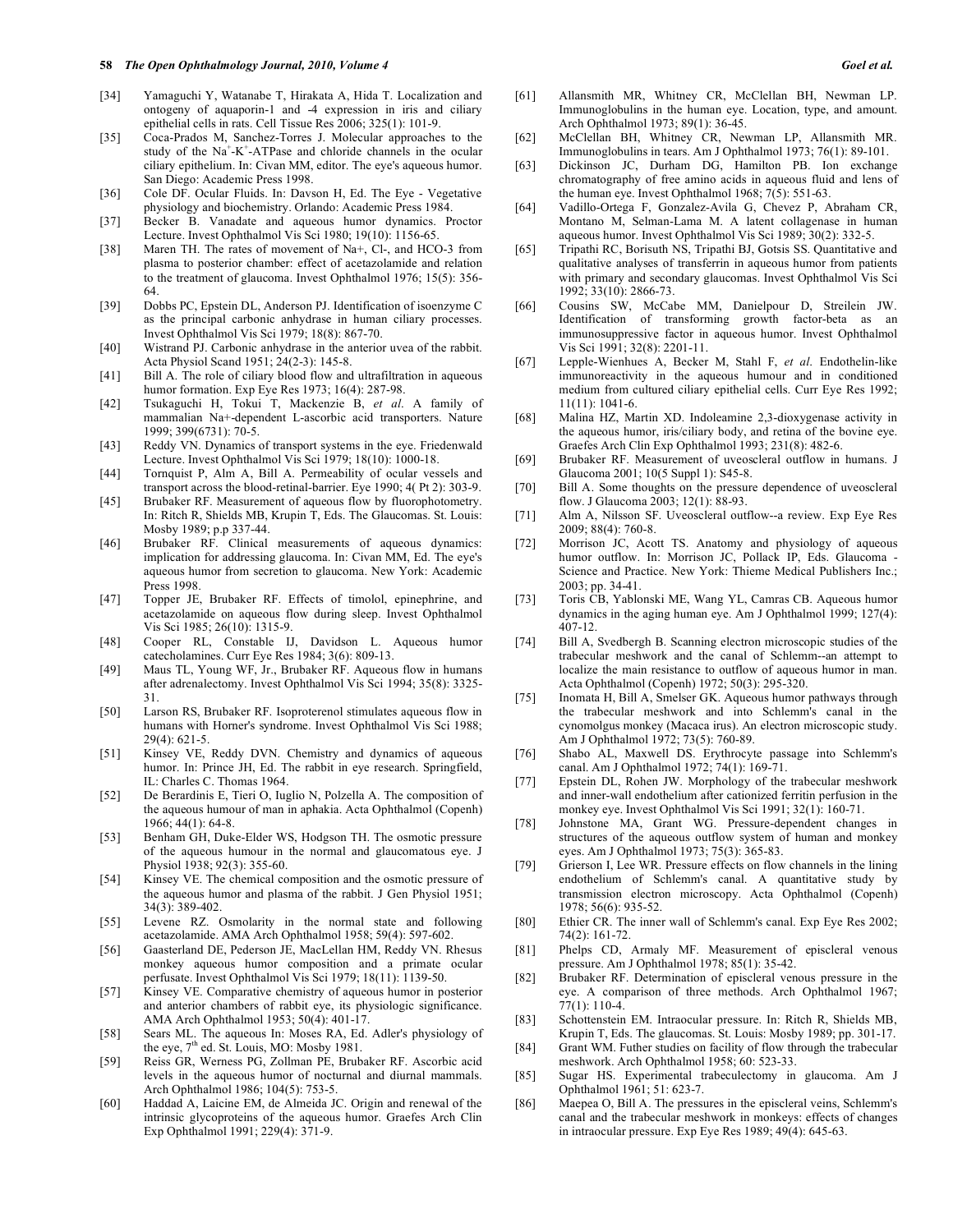[34] Yamaguchi Y, Watanabe T, Hirakata A, Hida T. Localization and ontogeny of aquaporin-1 and -4 expression in iris and ciliary epithelial cells in rats. Cell Tissue Res 2006; 325(1): 101-9.

[35] Coca-Prados M, Sanchez-Torres J. Molecular approaches to the study of the $Na^+$-$K^+$-ATPase and chloride channels in the ocular ciliary epithelium. In: Civan MM, editor. The eye's aqueous humor. San Diego: Academic Press 1998.

[36] Cole DF. Ocular Fluids. In: Davson H, Ed. The Eye - Vegetative physiology and biochemistry. Orlando: Academic Press 1984.

[37] Becker B. Vanadate and aqueous humor dynamics. Proctor Lecture. Invest Ophthalmol Vis Sci 1980; 19(10): 1156-65.

[38] Maren TH. The rates of movement of Na+, Cl-, and HCO-3 from plasma to posterior chamber: effect of acetazolamide and relation to the treatment of glaucoma. Invest Ophthalmol 1976; 15(5): 356-64.

[39] Dobbs PC, Epstein DL, Anderson PJ. Identification of isoenzyme C as the principal carbonic anhydrase in human ciliary processes. Invest Ophthalmol Vis Sci 1979; 18(8): 867-70.

[40] Wistrand PJ. Carbonic anhydrase in the anterior uvea of the rabbit. Acta Physiol Scand 1951; 24(2-3): 145-8.

[41] Bill A. The role of ciliary blood flow and ultrafiltration in aqueous humor formation. Exp Eye Res 1973; 16(4): 287-98.

[42] Tsukaguchi H, Tokui T, Mackenzie B, *et al.* A family of mammalian Na+-dependent L-ascorbic acid transporters. Nature 1999; 399(6731): 70-5.

[43] Reddy VN. Dynamics of transport systems in the eye. Friedenwald Lecture. Invest Ophthalmol Vis Sci 1979; 18(10): 1000-18.

[44] Tornquist P, Alm A, Bill A. Permeability of ocular vessels and transport across the blood-retinal-barrier. Eye 1990; 4( Pt 2): 303-9.

[45] Brubaker RF. Measurement of aqueous flow by fluorophotometry. In: Ritch R, Shields MB, Krupin T, Eds. The Glaucomas. St. Louis: Mosby 1989; p.p 337-44.

[46] Brubaker RF. Clinical measurements of aqueous dynamics: implication for addressing glaucoma. In: Civan MM, Ed. The eye's aqueous humor from secretion to glaucoma. New York: Academic Press 1998.

[47] Topper JE, Brubaker RF. Effects of timolol, epinephrine, and acetazolamide on aqueous flow during sleep. Invest Ophthalmol Vis Sci 1985; 26(10): 1315-9.

[48] Cooper RL, Constable IJ, Davidson L. Aqueous humor catecholamines. Curr Eye Res 1984; 3(6): 809-13.

[49] Maus TL, Young WF, Jr., Brubaker RF. Aqueous flow in humans after adrenalectomy. Invest Ophthalmol Vis Sci 1994; 35(8): 3325-31.

[50] Larson RS, Brubaker RF. Isoproterenol stimulates aqueous flow in humans with Horner's syndrome. Invest Ophthalmol Vis Sci 1988; 29(4): 621-5.

[51] Kinsey VE, Reddy DVN. Chemistry and dynamics of aqueous humor. In: Prince JH, Ed. The rabbit in eye research. Springfield, IL: Charles C. Thomas 1964.

[52] De Berardinis E, Tieri O, Iuglio N, Polzella A. The composition of the aqueous humour of man in aphakia. Acta Ophthalmol (Copenh) 1966; 44(1): 64-8.

[53] Benham GH, Duke-Elder WS, Hodgson TH. The osmotic pressure of the aqueous humour in the normal and glaucomatous eye. J Physiol 1938; 92(3): 355-60.

[54] Kinsey VE. The chemical composition and the osmotic pressure of the aqueous humor and plasma of the rabbit. J Gen Physiol 1951; 34(3): 389-402.

[55] Levene RZ. Osmolarity in the normal state and following acetazolamide. AMA Arch Ophthalmol 1958; 59(4): 597-602.

[56] Gaasterland DE, Pederson JE, MacLellan HM, Reddy VN. Rhesus monkey aqueous humor composition and a primate ocular perfusate. Invest Ophthalmol Vis Sci 1979; 18(11): 1139-50.

[57] Kinsey VE. Comparative chemistry of aqueous humor in posterior and anterior chambers of rabbit eye, its physiologic significance. AMA Arch Ophthalmol 1953; 50(4): 401-17.

[58] Sears ML. The aqueous In: Moses RA, Ed. Adler's physiology of the eye, 7th ed. St. Louis, MO: Mosby 1981.

[59] Reiss GR, Werness PG, Zollman PE, Brubaker RF. Ascorbic acid levels in the aqueous humor of nocturnal and diurnal mammals. Arch Ophthalmol 1986; 104(5): 753-5.

[60] Haddad A, Laicine EM, de Almeida JC. Origin and renewal of the intrinsic glycoproteins of the aqueous humor. Graefes Arch Clin Exp Ophthalmol 1991; 229(4): 371-9.

[61] Allansmith MR, Whitney CR, McClellan BH, Newman LP. Immunoglobulins in the human eye. Location, type, and amount. Arch Ophthalmol 1973; 89(1): 36-45.

[62] McClellan BH, Whitney CR, Newman LP, Allansmith MR. Immunoglobulins in tears. Am J Ophthalmol 1973; 76(1): 89-101.

[63] Dickinson JC, Durham DG, Hamilton PB. Ion exchange chromatography of free amino acids in aqueous fluid and lens of the human eye. Invest Ophthalmol 1968; 7(5): 551-63.

[64] Vadillo-Ortega F, Gonzalez-Avila G, Chevez P, Abraham CR, Montano M, Selman-Lama M. A latent collagenase in human aqueous humor. Invest Ophthalmol Vis Sci 1989; 30(2): 332-5.

[65] Tripathi RC, Borisuth NS, Tripathi BJ, Gotsis SS. Quantitative and qualitative analyses of transferrin in aqueous humor from patients with primary and secondary glaucomas. Invest Ophthalmol Vis Sci 1992; 33(10): 2866-73.

[66] Cousins SW, McCabe MM, Danielpour D, Streilein JW. Identification of transforming growth factor-beta as an immunosuppressive factor in aqueous humor. Invest Ophthalmol Vis Sci 1991; 32(8): 2201-11.

[67] Lepple-Wienhues A, Becker M, Stahl F, *et al.* Endothelin-like immunoreactivity in the aqueous humour and in conditioned medium from cultured ciliary epithelial cells. Curr Eye Res 1992; 11(11): 1041-6.

[68] Malina HZ, Martin XD. Indoleamine 2,3-dioxygenase activity in the aqueous humor, iris/ciliary body, and retina of the bovine eye. Graefes Arch Clin Exp Ophthalmol 1993; 231(8): 482-6.

[69] Brubaker RF. Measurement of uveoscleral outflow in humans. J Glaucoma 2001; 10(5 Suppl 1): S45-8.

[70] Bill A. Some thoughts on the pressure dependence of uveoscleral flow. J Glaucoma 2003; 12(1): 88-93.

[71] Alm A, Nilsson SF. Uveoscleral outflow--a review. Exp Eye Res 2009; 88(4): 760-8.

[72] Morrison JC, Acott TS. Anatomy and physiology of aqueous humor outflow. In: Morrison JC, Pollack IP, Eds. Glaucoma - Science and Practice. New York: Thieme Medical Publishers Inc.; 2003; pp. 34-41.

[73] Toris CB, Yablonski ME, Wang YL, Camras CB. Aqueous humor dynamics in the aging human eye. Am J Ophthalmol 1999; 127(4): 407-12.

[74] Bill A, Svedbergh B. Scanning electron microscopic studies of the trabecular meshwork and the canal of Schlemm--an attempt to localize the main resistance to outflow of aqueous humor in man. Acta Ophthalmol (Copenh) 1972; 50(3): 295-320.

[75] Inomata H, Bill A, Smelser GK. Aqueous humor pathways through the trabecular meshwork and into Schlemm's canal in the cynomolgus monkey (Macaca irus). An electron microscopic study. Am J Ophthalmol 1972; 73(5): 760-89.

[76] Shabo AL, Maxwell DS. Erythrocyte passage into Schlemm's canal. Am J Ophthalmol 1972; 74(1): 169-71.

[77] Epstein DL, Rohen JW. Morphology of the trabecular meshwork and inner-wall endothelium after cationized ferritin perfusion in the monkey eye. Invest Ophthalmol Vis Sci 1991; 32(1): 160-71.

[78] Johnstone MA, Grant WG. Pressure-dependent changes in structures of the aqueous outflow system of human and monkey eyes. Am J Ophthalmol 1973; 75(3): 365-83.

[79] Grierson I, Lee WR. Pressure effects on flow channels in the lining endothelium of Schlemm's canal. A quantitative study by transmission electron microscopy. Acta Ophthalmol (Copenh) 1978; 56(6): 935-52.

[80] Ethier CR. The inner wall of Schlemm's canal. Exp Eye Res 2002; 74(2): 161-72.

[81] Phelps CD, Armaly MF. Measurement of episcleral venous pressure. Am J Ophthalmol 1978; 85(1): 35-42.

[82] Brubaker RF. Determination of episcleral venous pressure in the eye. A comparison of three methods. Arch Ophthalmol 1967; 77(1): 110-4.

[83] Schottenstein EM. Intraocular pressure. In: Ritch R, Shields MB, Krupin T, Eds. The glaucomas. St. Louis: Mosby 1989; pp. 301-17.

[84] Grant WM. Futher studies on facility of flow through the trabecular meshwork. Arch Ophthalmol 1958; 60: 523-33.

[85] Sugar HS. Experimental trabeculectomy in glaucoma. Am J Ophthalmol 1961; 51: 623-7.

[86] Maepea O, Bill A. The pressures in the episcleral veins, Schlemm's canal and the trabecular meshwork in monkeys: effects of changes in intraocular pressure. Exp Eye Res 1989; 49(4): 645-63.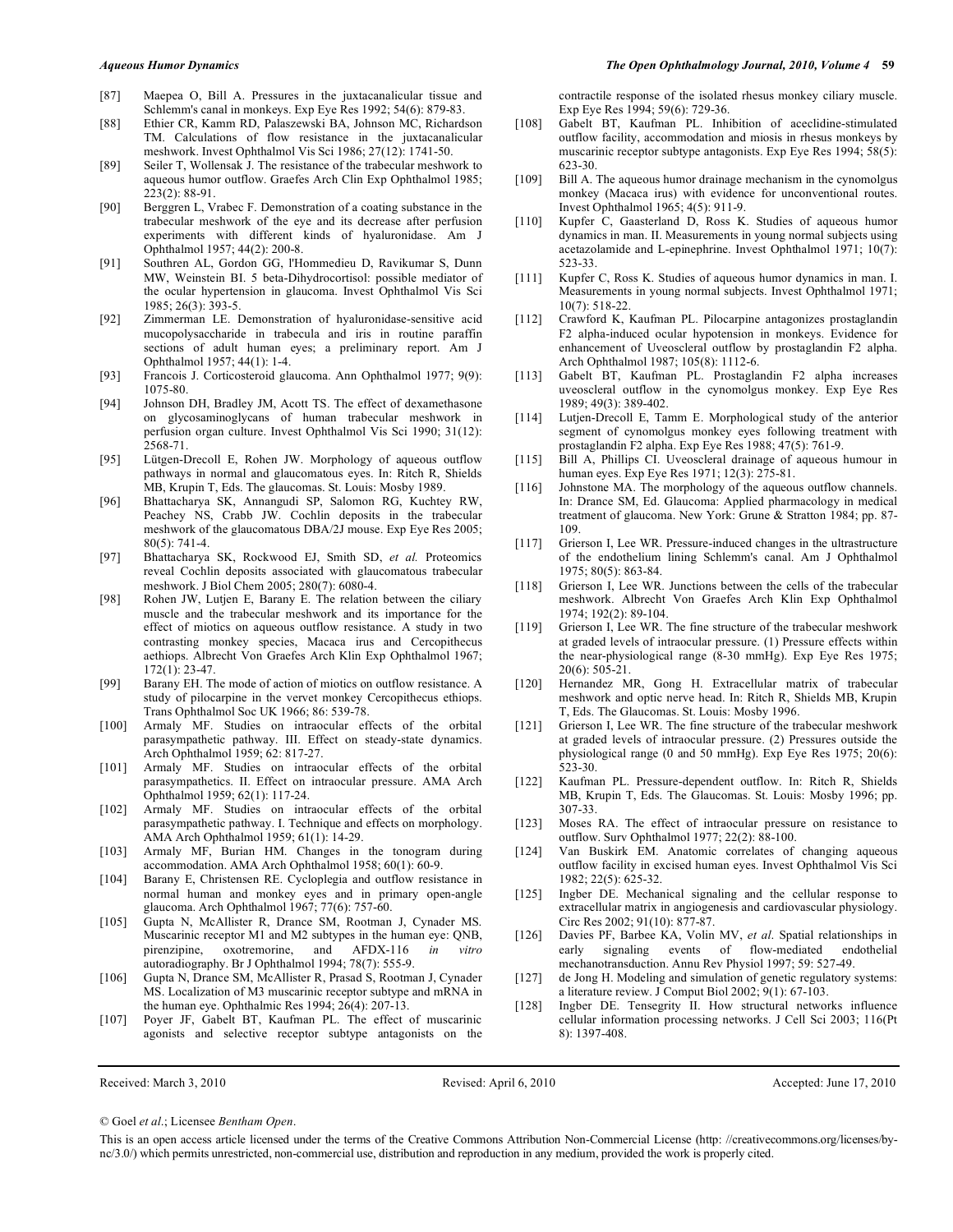[87] Maepea O, Bill A. Pressures in the juxtacanalicular tissue and Schlemm's canal in monkeys. Exp Eye Res 1992; 54(6): 879-83.

[88] Ethier CR, Kamm RD, Palaszewski BA, Johnson MC, Richardson TM. Calculations of flow resistance in the juxtacanalicular meshwork. Invest Ophthalmol Vis Sci 1986; 27(12): 1741-50.

[89] Seiler T, Wollensak J. The resistance of the trabecular meshwork to aqueous humor outflow. Graefes Arch Clin Exp Ophthalmol 1985; 223(2): 88-91.

[90] Berggren L, Vrabec F. Demonstration of a coating substance in the trabecular meshwork of the eye and its decrease after perfusion experiments with different kinds of hyaluronidase. Am J Ophthalmol 1957; 44(2): 200-8.

[91] Southren AL, Gordon GG, l'Hommedieu D, Ravikumar S, Dunn MW, Weinstein BI. 5 beta-Dihydrocortisol: possible mediator of the ocular hypertension in glaucoma. Invest Ophthalmol Vis Sci 1985; 26(3): 393-5.

[92] Zimmerman LE. Demonstration of hyaluronidase-sensitive acid mucopolysaccharide in trabecula and iris in routine paraffin sections of adult human eyes; a preliminary report. Am J Ophthalmol 1957; 44(1): 1-4.

[93] Francois J. Corticosteroid glaucoma. Ann Ophthalmol 1977; 9(9): 1075-80.

[94] Johnson DH, Bradley JM, Acott TS. The effect of dexamethasone on glycosaminoglycans of human trabecular meshwork in perfusion organ culture. Invest Ophthalmol Vis Sci 1990; 31(12): 2568-71.

[95] Lütgen-Drecoll E, Rohen JW. Morphology of aqueous outflow pathways in normal and glaucomatous eyes. In: Ritch R, Shields MB, Krupin T, Eds. The glaucomas. St. Louis: Mosby 1989.

[96] Bhattacharya SK, Annangudi SP, Salomon RG, Kuchtey RW, Peachey NS, Crabb JW. Cochlin deposits in the trabecular meshwork of the glaucomatous DBA/2J mouse. Exp Eye Res 2005; 80(5): 741-4.

[97] Bhattacharya SK, Rockwood EJ, Smith SD, *et al.* Proteomics reveal Cochlin deposits associated with glaucomatous trabecular meshwork. J Biol Chem 2005; 280(7): 6080-4.

[98] Rohen JW, Lutjen E, Barany E. The relation between the ciliary muscle and the trabecular meshwork and its importance for the effect of miotics on aqueous outflow resistance. A study in two contrasting monkey species, Macaca irus and Cercopithecus aethiops. Albrecht Von Graefes Arch Klin Exp Ophthalmol 1967; 172(1): 23-47.

[99] Barany EH. The mode of action of miotics on outflow resistance. A study of pilocarpine in the vervet monkey Cercopithecus ethiops. Trans Ophthalmol Soc UK 1966; 86: 539-78.

[100] Armaly MF. Studies on intraocular effects of the orbital parasympathetic pathway. III. Effect on steady-state dynamics. Arch Ophthalmol 1959; 62: 817-27.

[101] Armaly MF. Studies on intraocular effects of the orbital parasympathetics. II. Effect on intraocular pressure. AMA Arch Ophthalmol 1959; 62(1): 117-24.

[102] Armaly MF. Studies on intraocular effects of the orbital parasympathetic pathway. I. Technique and effects on morphology. AMA Arch Ophthalmol 1959; 61(1): 14-29.

[103] Armaly MF, Burian HM. Changes in the tonogram during accommodation. AMA Arch Ophthalmol 1958; 60(1): 60-9.

[104] Barany E, Christensen RE. Cycloplegia and outflow resistance in normal human and monkey eyes and in primary open-angle glaucoma. Arch Ophthalmol 1967; 77(6): 757-60.

[105] Gupta N, McAllister R, Drance SM, Rootman J, Cynader MS. Muscarinic receptor M1 and M2 subtypes in the human eye: QNB, pirenzipine, oxotremorine, and AFDX-116 *in vitro* autoradiography. Br J Ophthalmol 1994; 78(7): 555-9.

[106] Gupta N, Drance SM, McAllister R, Prasad S, Rootman J, Cynader MS. Localization of M3 muscarinic receptor subtype and mRNA in the human eye. Ophthalmic Res 1994; 26(4): 207-13.

[107] Poyer JF, Gabelt BT, Kaufman PL. The effect of muscarinic agonists and selective receptor subtype antagonists on the contractile response of the isolated rhesus monkey ciliary muscle. Exp Eye Res 1994; 59(6): 729-36.

[108] Gabelt BT, Kaufman PL. Inhibition of aceclidine-stimulated outflow facility, accommodation and miosis in rhesus monkeys by muscarinic receptor subtype antagonists. Exp Eye Res 1994; 58(5): 623-30.

[109] Bill A. The aqueous humor drainage mechanism in the cynomolgus monkey (Macaca irus) with evidence for unconventional routes. Invest Ophthalmol 1965; 4(5): 911-9.

[110] Kupfer C, Gaasterland D, Ross K. Studies of aqueous humor dynamics in man. II. Measurements in young normal subjects using acetazolamide and L-epinephrine. Invest Ophthalmol 1971; 10(7): 523-33.

[111] Kupfer C, Ross K. Studies of aqueous humor dynamics in man. I. Measurements in young normal subjects. Invest Ophthalmol 1971; 10(7): 518-22.

[112] Crawford K, Kaufman PL. Pilocarpine antagonizes prostaglandin F2 alpha-induced ocular hypotension in monkeys. Evidence for enhancement of Uveoscleral outflow by prostaglandin F2 alpha. Arch Ophthalmol 1987; 105(8): 1112-6.

[113] Gabelt BT, Kaufman PL. Prostaglandin F2 alpha increases uveoscleral outflow in the cynomolgus monkey. Exp Eye Res 1989; 49(3): 389-402.

[114] Lutjen-Drecoll E, Tamm E. Morphological study of the anterior segment of cynomolgus monkey eyes following treatment with prostaglandin F2 alpha. Exp Eye Res 1988; 47(5): 761-9.

[115] Bill A, Phillips CI. Uveoscleral drainage of aqueous humour in human eyes. Exp Eye Res 1971; 12(3): 275-81.

[116] Johnstone MA. The morphology of the aqueous outflow channels. In: Drance SM, Ed. Glaucoma: Applied pharmacology in medical treatment of glaucoma. New York: Grune & Stratton 1984; pp. 87-109.

[117] Grierson I, Lee WR. Pressure-induced changes in the ultrastructure of the endothelium lining Schlemm's canal. Am J Ophthalmol 1975; 80(5): 863-84.

[118] Grierson I, Lee WR. Junctions between the cells of the trabecular meshwork. Albrecht Von Graefes Arch Klin Exp Ophthalmol 1974; 192(2): 89-104.

[119] Grierson I, Lee WR. The fine structure of the trabecular meshwork at graded levels of intraocular pressure. (1) Pressure effects within the near-physiological range (8-30 mmHg). Exp Eye Res 1975; 20(6): 505-21.

[120] Hernandez MR, Gong H. Extracellular matrix of trabecular meshwork and optic nerve head. In: Ritch R, Shields MB, Krupin T, Eds. The Glaucomas. St. Louis: Mosby 1996.

[121] Grierson I, Lee WR. The fine structure of the trabecular meshwork at graded levels of intraocular pressure. (2) Pressures outside the physiological range (0 and 50 mmHg). Exp Eye Res 1975; 20(6): 523-30.

[122] Kaufman PL. Pressure-dependent outflow. In: Ritch R, Shields MB, Krupin T, Eds. The Glaucomas. St. Louis: Mosby 1996; pp. 307-33.

[123] Moses RA. The effect of intraocular pressure on resistance to outflow. Surv Ophthalmol 1977; 22(2): 88-100.

[124] Van Buskirk EM. Anatomic correlates of changing aqueous outflow facility in excised human eyes. Invest Ophthalmol Vis Sci 1982; 22(5): 625-32.

[125] Ingber DE. Mechanical signaling and the cellular response to extracellular matrix in angiogenesis and cardiovascular physiology. Circ Res 2002; 91(10): 877-87.

[126] Davies PF, Barbee KA, Volin MV, *et al.* Spatial relationships in early signaling events of flow-mediated endothelial mechanotransduction. Annu Rev Physiol 1997; 59: 527-49.

[127] de Jong H. Modeling and simulation of genetic regulatory systems: a literature review. J Comput Biol 2002; 9(1): 67-103.

[128] Ingber DE. Tensegrity II. How structural networks influence cellular information processing networks. J Cell Sci 2003; 116(Pt 8): 1397-408.

Received: March 3, 2010 Revised: April 6, 2010 Accepted: June 17, 2010

© Goel *et al.*; Licensee *Bentham Open*.

This is an open access article licensed under the terms of the Creative Commons Attribution Non-Commercial License (http: //creativecommons.org/licenses/by-nc/3.0/) which permits unrestricted, non-commercial use, distribution and reproduction in any medium, provided the work is properly cited.